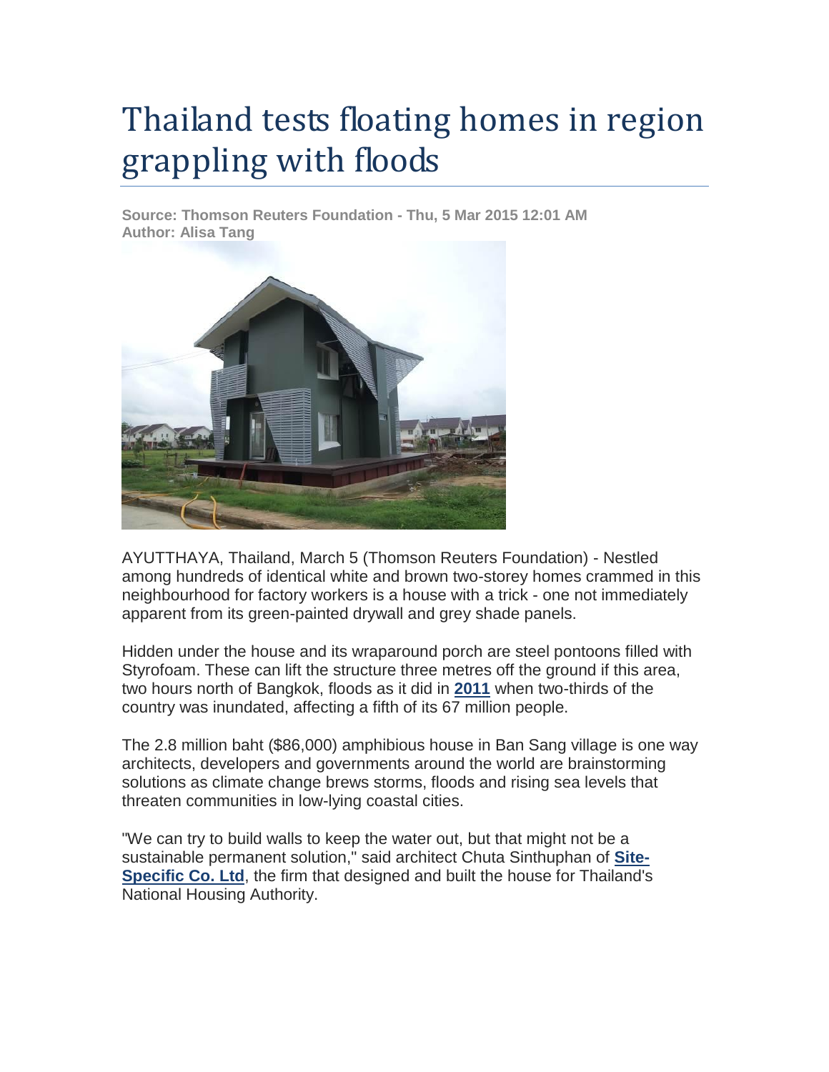# Thailand tests floating homes in region grappling with floods

**Source: Thomson Reuters Foundation - Thu, 5 Mar 2015 12:01 AM**
**Author: Alisa Tang**

AYUTTHAYA, Thailand, March 5 (Thomson Reuters Foundation) - Nestled among hundreds of identical white and brown two-storey homes crammed in this neighbourhood for factory workers is a house with a trick - one not immediately apparent from its green-painted drywall and grey shade panels.

Hidden under the house and its wraparound porch are steel pontoons filled with Styrofoam. These can lift the structure three metres off the ground if this area, two hours north of Bangkok, floods as it did in **2011** when two-thirds of the country was inundated, affecting a fifth of its 67 million people.

The 2.8 million baht ($86,000) amphibious house in Ban Sang village is one way architects, developers and governments around the world are brainstorming solutions as climate change brews storms, floods and rising sea levels that threaten communities in low-lying coastal cities.

"We can try to build walls to keep the water out, but that might not be a sustainable permanent solution," said architect Chuta Sinthuphan of **Site-Specific Co. Ltd**, the firm that designed and built the house for Thailand's National Housing Authority.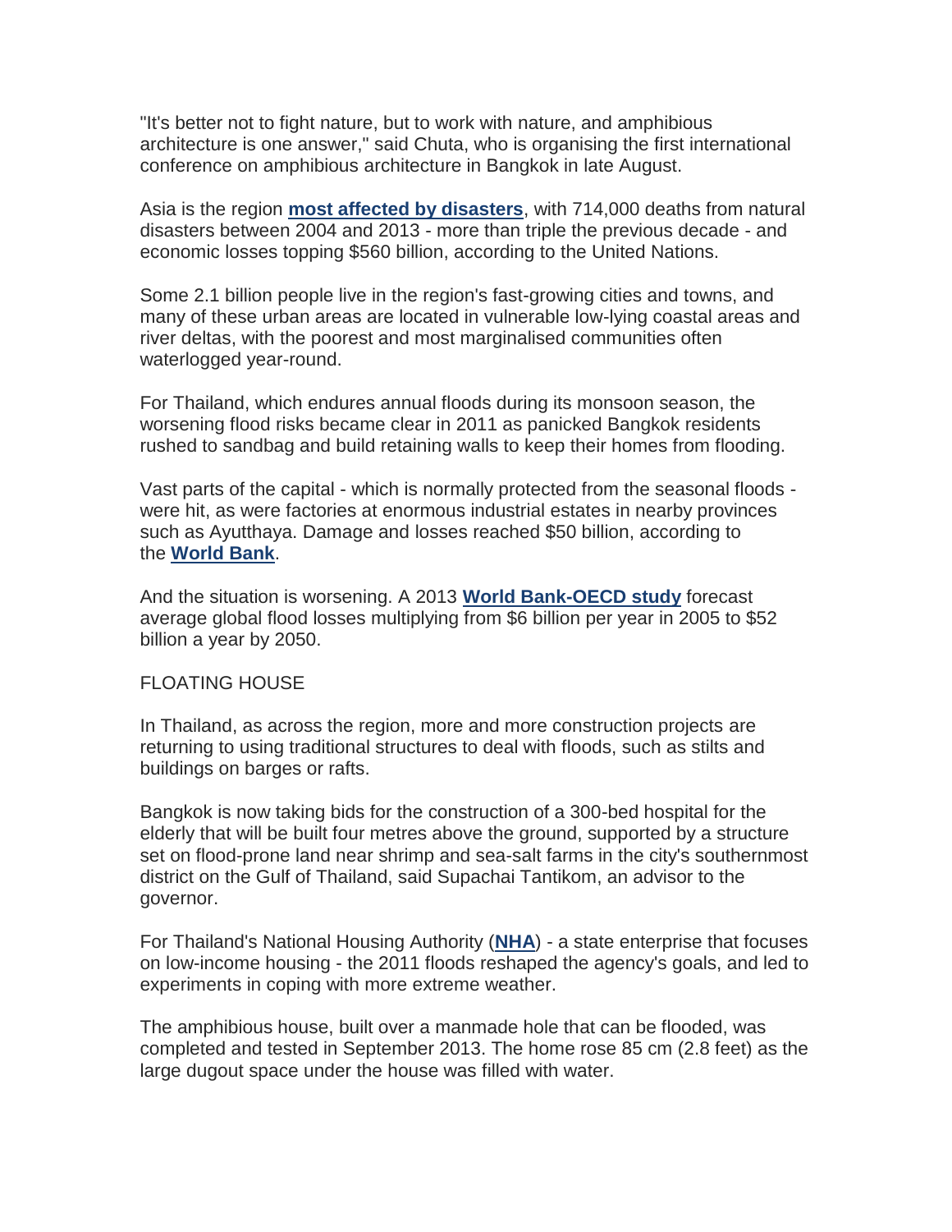"It's better not to fight nature, but to work with nature, and amphibious architecture is one answer," said Chuta, who is organising the first international conference on amphibious architecture in Bangkok in late August.

Asia is the region **most affected by disasters**, with 714,000 deaths from natural disasters between 2004 and 2013 - more than triple the previous decade - and economic losses topping $560 billion, according to the United Nations.

Some 2.1 billion people live in the region's fast-growing cities and towns, and many of these urban areas are located in vulnerable low-lying coastal areas and river deltas, with the poorest and most marginalised communities often waterlogged year-round.

For Thailand, which endures annual floods during its monsoon season, the worsening flood risks became clear in 2011 as panicked Bangkok residents rushed to sandbag and build retaining walls to keep their homes from flooding.

Vast parts of the capital - which is normally protected from the seasonal floods - were hit, as were factories at enormous industrial estates in nearby provinces such as Ayutthaya. Damage and losses reached $50 billion, according to the **World Bank**.

And the situation is worsening. A 2013 **World Bank-OECD study** forecast average global flood losses multiplying from $6 billion per year in 2005 to $52 billion a year by 2050.

FLOATING HOUSE

In Thailand, as across the region, more and more construction projects are returning to using traditional structures to deal with floods, such as stilts and buildings on barges or rafts.

Bangkok is now taking bids for the construction of a 300-bed hospital for the elderly that will be built four metres above the ground, supported by a structure set on flood-prone land near shrimp and sea-salt farms in the city's southernmost district on the Gulf of Thailand, said Supachai Tantikom, an advisor to the governor.

For Thailand's National Housing Authority (**NHA**) - a state enterprise that focuses on low-income housing - the 2011 floods reshaped the agency's goals, and led to experiments in coping with more extreme weather.

The amphibious house, built over a manmade hole that can be flooded, was completed and tested in September 2013. The home rose 85 cm (2.8 feet) as the large dugout space under the house was filled with water.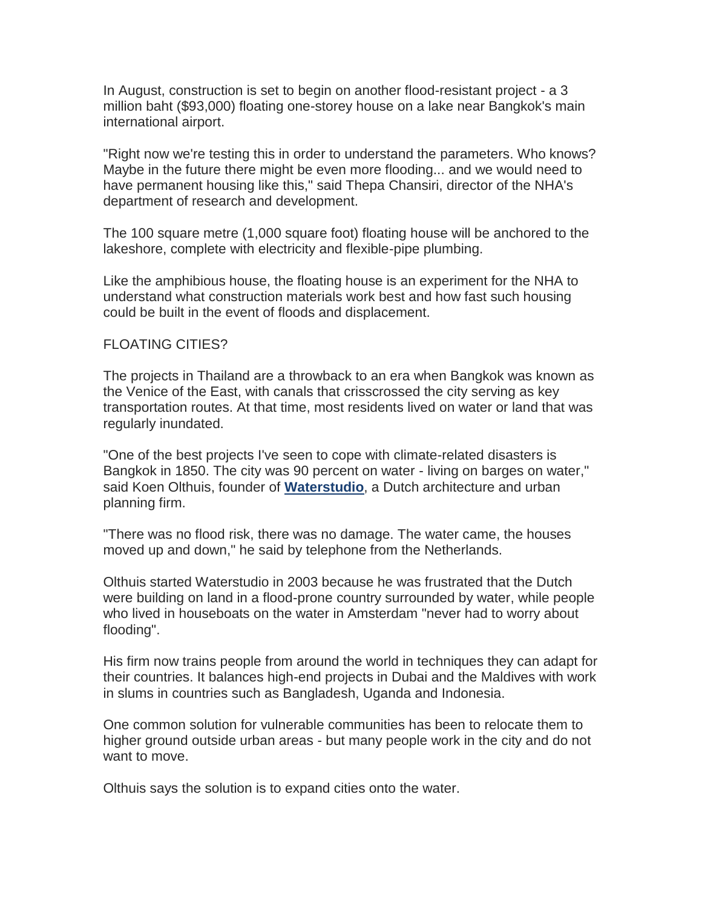In August, construction is set to begin on another flood-resistant project - a 3 million baht ($93,000) floating one-storey house on a lake near Bangkok's main international airport.

"Right now we're testing this in order to understand the parameters. Who knows? Maybe in the future there might be even more flooding... and we would need to have permanent housing like this," said Thepa Chansiri, director of the NHA's department of research and development.

The 100 square metre (1,000 square foot) floating house will be anchored to the lakeshore, complete with electricity and flexible-pipe plumbing.

Like the amphibious house, the floating house is an experiment for the NHA to understand what construction materials work best and how fast such housing could be built in the event of floods and displacement.

FLOATING CITIES?

The projects in Thailand are a throwback to an era when Bangkok was known as the Venice of the East, with canals that crisscrossed the city serving as key transportation routes. At that time, most residents lived on water or land that was regularly inundated.

"One of the best projects I've seen to cope with climate-related disasters is Bangkok in 1850. The city was 90 percent on water - living on barges on water," said Koen Olthuis, founder of **Waterstudio**, a Dutch architecture and urban planning firm.

"There was no flood risk, there was no damage. The water came, the houses moved up and down," he said by telephone from the Netherlands.

Olthuis started Waterstudio in 2003 because he was frustrated that the Dutch were building on land in a flood-prone country surrounded by water, while people who lived in houseboats on the water in Amsterdam "never had to worry about flooding".

His firm now trains people from around the world in techniques they can adapt for their countries. It balances high-end projects in Dubai and the Maldives with work in slums in countries such as Bangladesh, Uganda and Indonesia.

One common solution for vulnerable communities has been to relocate them to higher ground outside urban areas - but many people work in the city and do not want to move.

Olthuis says the solution is to expand cities onto the water.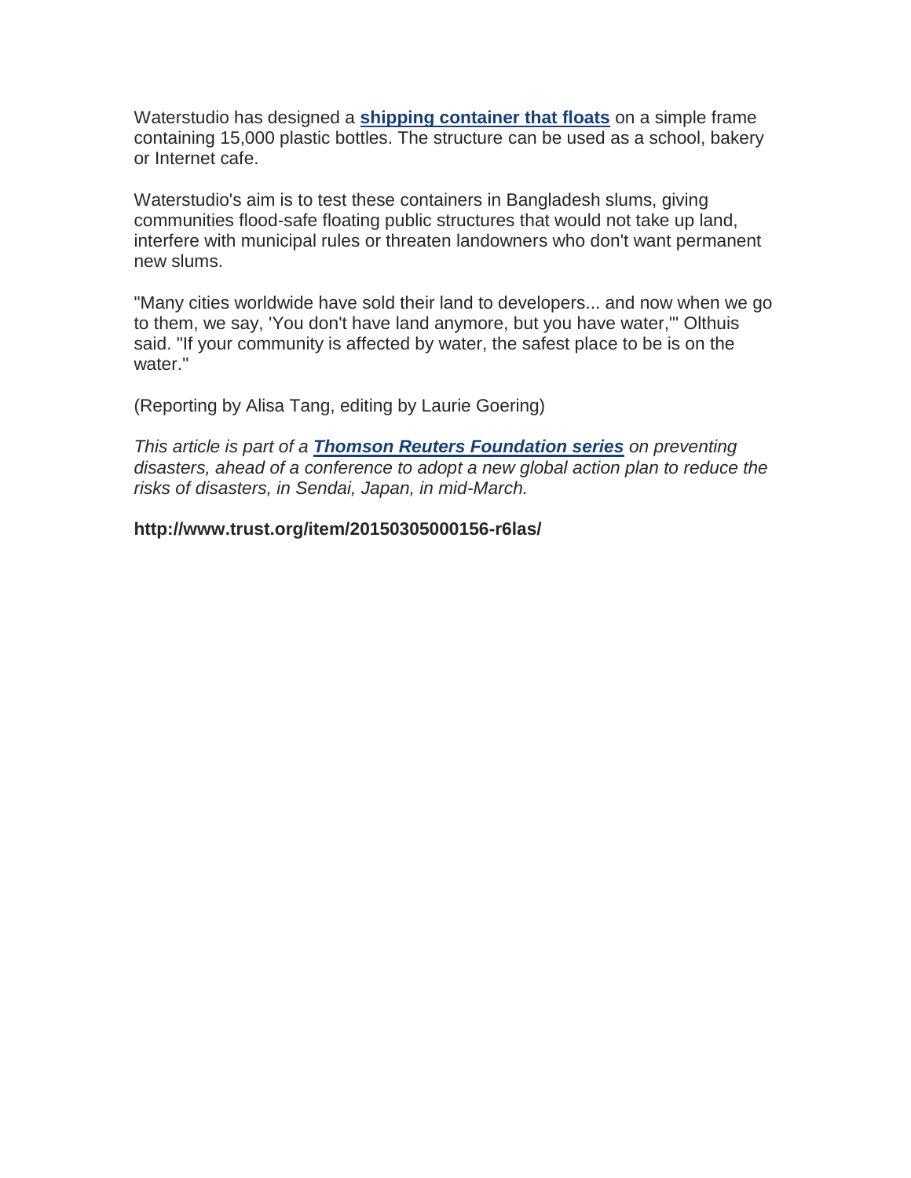Waterstudio has designed a **shipping container that floats** on a simple frame containing 15,000 plastic bottles. The structure can be used as a school, bakery or Internet cafe.

Waterstudio's aim is to test these containers in Bangladesh slums, giving communities flood-safe floating public structures that would not take up land, interfere with municipal rules or threaten landowners who don't want permanent new slums.

"Many cities worldwide have sold their land to developers... and now when we go to them, we say, 'You don't have land anymore, but you have water,'" Olthuis said. "If your community is affected by water, the safest place to be is on the water."

(Reporting by Alisa Tang, editing by Laurie Goering)

*This article is part of a **Thomson Reuters Foundation series** on preventing disasters, ahead of a conference to adopt a new global action plan to reduce the risks of disasters, in Sendai, Japan, in mid-March.*

**http://www.trust.org/item/20150305000156-r6las/**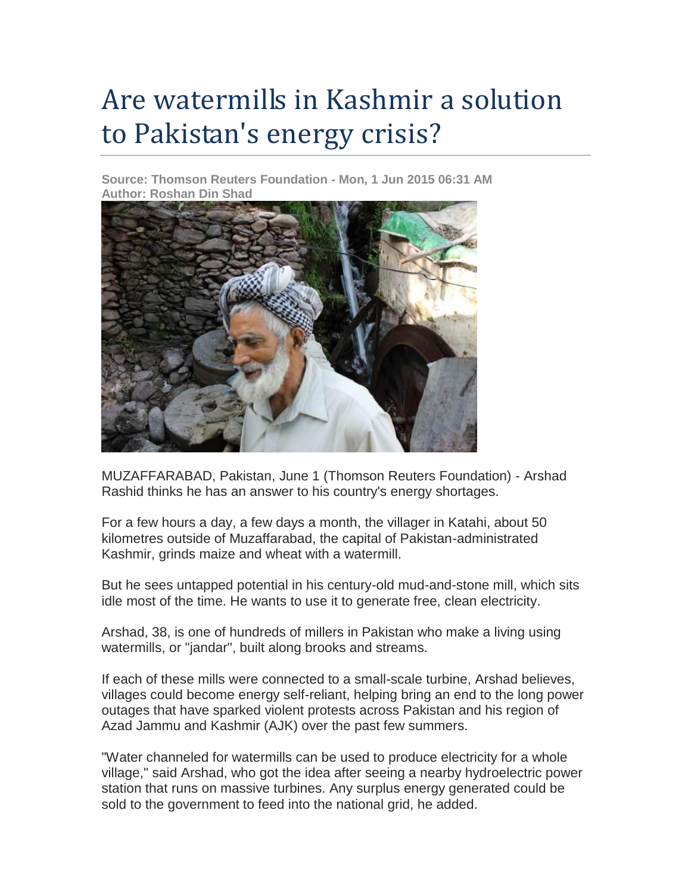# Are watermills in Kashmir a solution to Pakistan's energy crisis?

**Source: Thomson Reuters Foundation - Mon, 1 Jun 2015 06:31 AM**
**Author: Roshan Din Shad**

MUZAFFARABAD, Pakistan, June 1 (Thomson Reuters Foundation) - Arshad Rashid thinks he has an answer to his country's energy shortages.

For a few hours a day, a few days a month, the villager in Katahi, about 50 kilometres outside of Muzaffarabad, the capital of Pakistan-administrated Kashmir, grinds maize and wheat with a watermill.

But he sees untapped potential in his century-old mud-and-stone mill, which sits idle most of the time. He wants to use it to generate free, clean electricity.

Arshad, 38, is one of hundreds of millers in Pakistan who make a living using watermills, or "jandar", built along brooks and streams.

If each of these mills were connected to a small-scale turbine, Arshad believes, villages could become energy self-reliant, helping bring an end to the long power outages that have sparked violent protests across Pakistan and his region of Azad Jammu and Kashmir (AJK) over the past few summers.

"Water channeled for watermills can be used to produce electricity for a whole village," said Arshad, who got the idea after seeing a nearby hydroelectric power station that runs on massive turbines. Any surplus energy generated could be sold to the government to feed into the national grid, he added.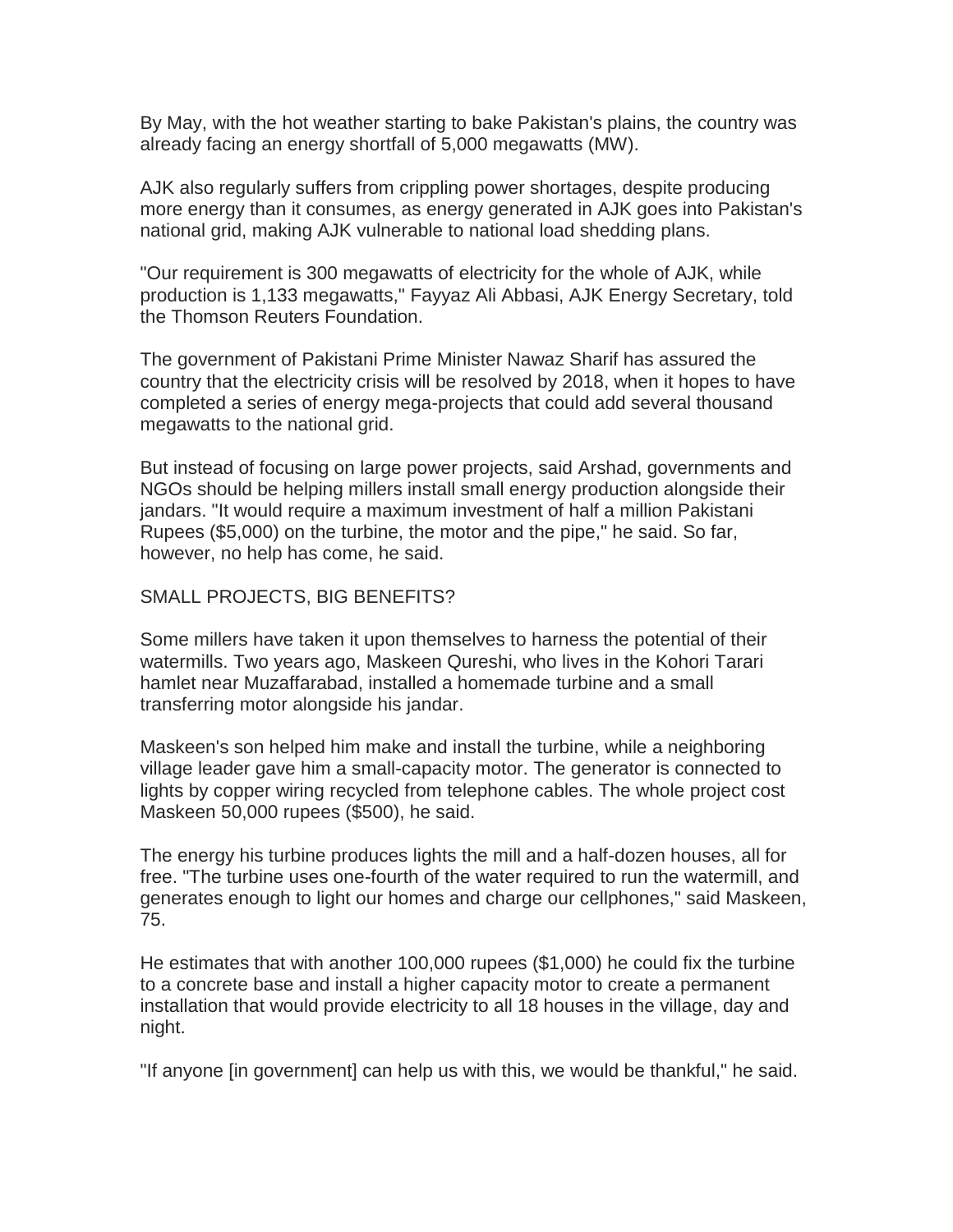By May, with the hot weather starting to bake Pakistan's plains, the country was already facing an energy shortfall of 5,000 megawatts (MW).

AJK also regularly suffers from crippling power shortages, despite producing more energy than it consumes, as energy generated in AJK goes into Pakistan's national grid, making AJK vulnerable to national load shedding plans.

"Our requirement is 300 megawatts of electricity for the whole of AJK, while production is 1,133 megawatts," Fayyaz Ali Abbasi, AJK Energy Secretary, told the Thomson Reuters Foundation.

The government of Pakistani Prime Minister Nawaz Sharif has assured the country that the electricity crisis will be resolved by 2018, when it hopes to have completed a series of energy mega-projects that could add several thousand megawatts to the national grid.

But instead of focusing on large power projects, said Arshad, governments and NGOs should be helping millers install small energy production alongside their jandars. "It would require a maximum investment of half a million Pakistani Rupees ($5,000) on the turbine, the motor and the pipe," he said. So far, however, no help has come, he said.

## SMALL PROJECTS, BIG BENEFITS?

Some millers have taken it upon themselves to harness the potential of their watermills. Two years ago, Maskeen Qureshi, who lives in the Kohori Tarari hamlet near Muzaffarabad, installed a homemade turbine and a small transferring motor alongside his jandar.

Maskeen's son helped him make and install the turbine, while a neighboring village leader gave him a small-capacity motor. The generator is connected to lights by copper wiring recycled from telephone cables. The whole project cost Maskeen 50,000 rupees ($500), he said.

The energy his turbine produces lights the mill and a half-dozen houses, all for free. "The turbine uses one-fourth of the water required to run the watermill, and generates enough to light our homes and charge our cellphones," said Maskeen, 75.

He estimates that with another 100,000 rupees ($1,000) he could fix the turbine to a concrete base and install a higher capacity motor to create a permanent installation that would provide electricity to all 18 houses in the village, day and night.

"If anyone [in government] can help us with this, we would be thankful," he said.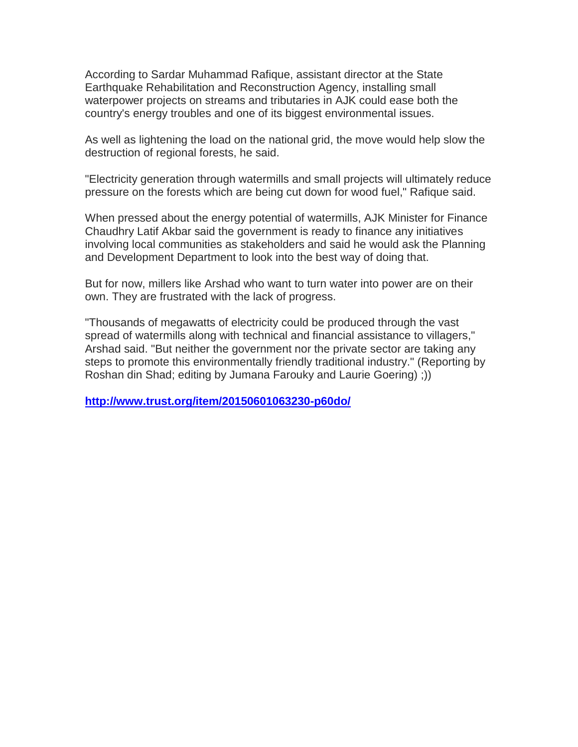According to Sardar Muhammad Rafique, assistant director at the State Earthquake Rehabilitation and Reconstruction Agency, installing small waterpower projects on streams and tributaries in AJK could ease both the country's energy troubles and one of its biggest environmental issues.

As well as lightening the load on the national grid, the move would help slow the destruction of regional forests, he said.

"Electricity generation through watermills and small projects will ultimately reduce pressure on the forests which are being cut down for wood fuel," Rafique said.

When pressed about the energy potential of watermills, AJK Minister for Finance Chaudhry Latif Akbar said the government is ready to finance any initiatives involving local communities as stakeholders and said he would ask the Planning and Development Department to look into the best way of doing that.

But for now, millers like Arshad who want to turn water into power are on their own. They are frustrated with the lack of progress.

"Thousands of megawatts of electricity could be produced through the vast spread of watermills along with technical and financial assistance to villagers," Arshad said. "But neither the government nor the private sector are taking any steps to promote this environmentally friendly traditional industry." (Reporting by Roshan din Shad; editing by Jumana Farouky and Laurie Goering) ;))

**http://www.trust.org/item/20150601063230-p60do/**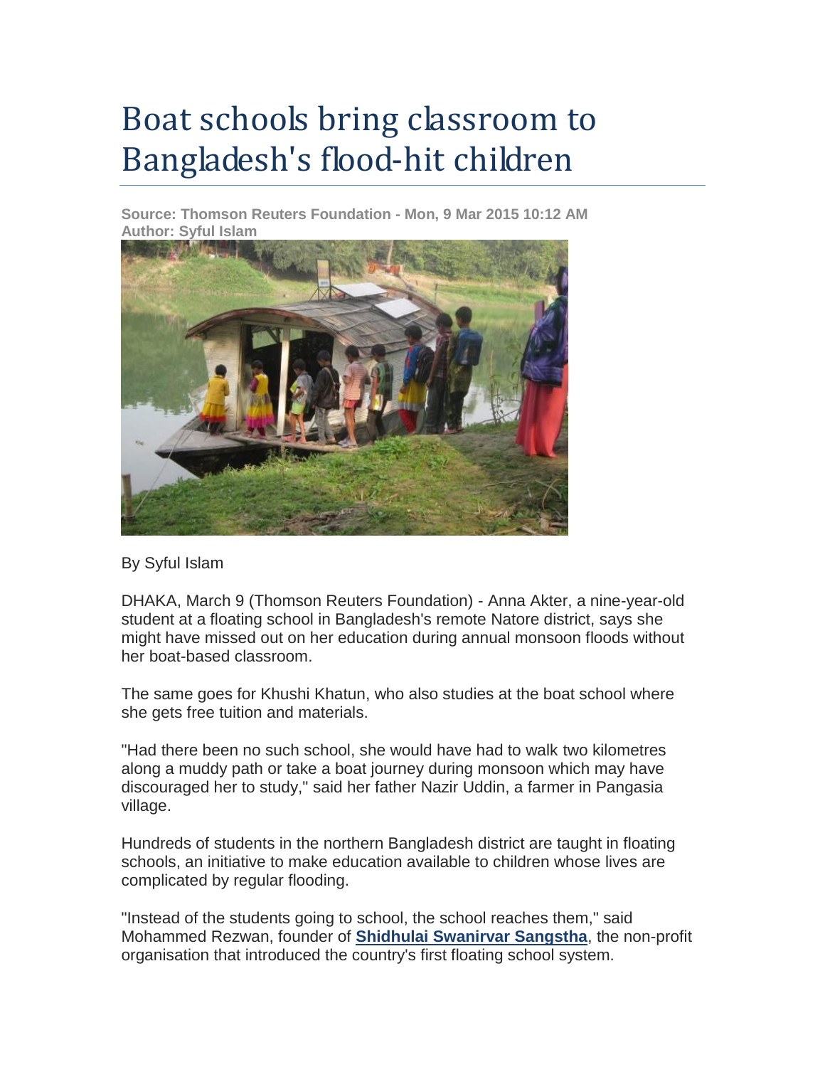# Boat schools bring classroom to Bangladesh's flood-hit children

**Source: Thomson Reuters Foundation - Mon, 9 Mar 2015 10:12 AM**
**Author: Syful Islam**

By Syful Islam

DHAKA, March 9 (Thomson Reuters Foundation) - Anna Akter, a nine-year-old student at a floating school in Bangladesh's remote Natore district, says she might have missed out on her education during annual monsoon floods without her boat-based classroom.

The same goes for Khushi Khatun, who also studies at the boat school where she gets free tuition and materials.

"Had there been no such school, she would have had to walk two kilometres along a muddy path or take a boat journey during monsoon which may have discouraged her to study," said her father Nazir Uddin, a farmer in Pangasia village.

Hundreds of students in the northern Bangladesh district are taught in floating schools, an initiative to make education available to children whose lives are complicated by regular flooding.

"Instead of the students going to school, the school reaches them," said Mohammed Rezwan, founder of **Shidhulai Swanirvar Sangstha**, the non-profit organisation that introduced the country's first floating school system.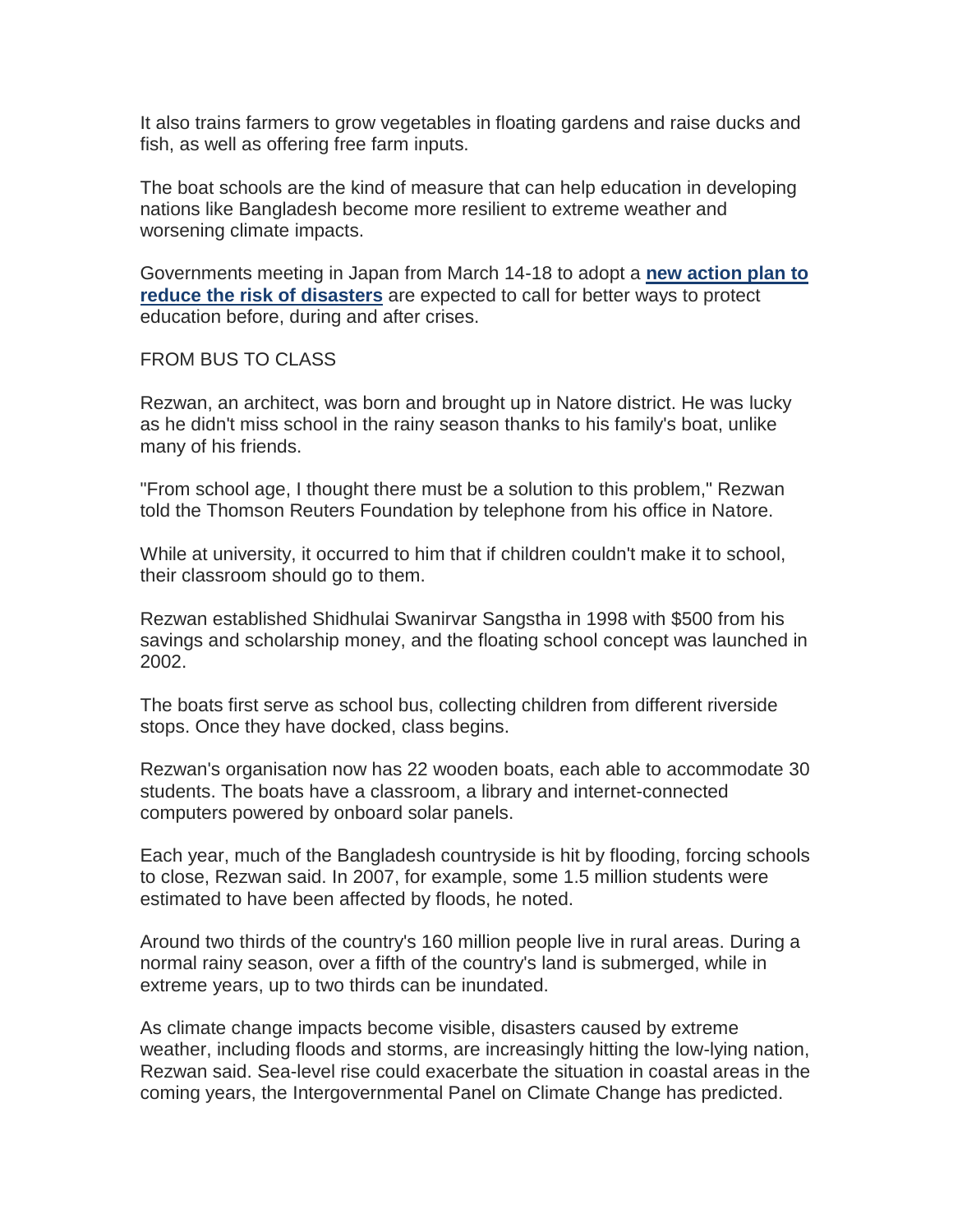It also trains farmers to grow vegetables in floating gardens and raise ducks and fish, as well as offering free farm inputs.

The boat schools are the kind of measure that can help education in developing nations like Bangladesh become more resilient to extreme weather and worsening climate impacts.

Governments meeting in Japan from March 14-18 to adopt a **new action plan to reduce the risk of disasters** are expected to call for better ways to protect education before, during and after crises.

FROM BUS TO CLASS

Rezwan, an architect, was born and brought up in Natore district. He was lucky as he didn't miss school in the rainy season thanks to his family's boat, unlike many of his friends.

"From school age, I thought there must be a solution to this problem," Rezwan told the Thomson Reuters Foundation by telephone from his office in Natore.

While at university, it occurred to him that if children couldn't make it to school, their classroom should go to them.

Rezwan established Shidhulai Swanirvar Sangstha in 1998 with $500 from his savings and scholarship money, and the floating school concept was launched in 2002.

The boats first serve as school bus, collecting children from different riverside stops. Once they have docked, class begins.

Rezwan's organisation now has 22 wooden boats, each able to accommodate 30 students. The boats have a classroom, a library and internet-connected computers powered by onboard solar panels.

Each year, much of the Bangladesh countryside is hit by flooding, forcing schools to close, Rezwan said. In 2007, for example, some 1.5 million students were estimated to have been affected by floods, he noted.

Around two thirds of the country's 160 million people live in rural areas. During a normal rainy season, over a fifth of the country's land is submerged, while in extreme years, up to two thirds can be inundated.

As climate change impacts become visible, disasters caused by extreme weather, including floods and storms, are increasingly hitting the low-lying nation, Rezwan said. Sea-level rise could exacerbate the situation in coastal areas in the coming years, the Intergovernmental Panel on Climate Change has predicted.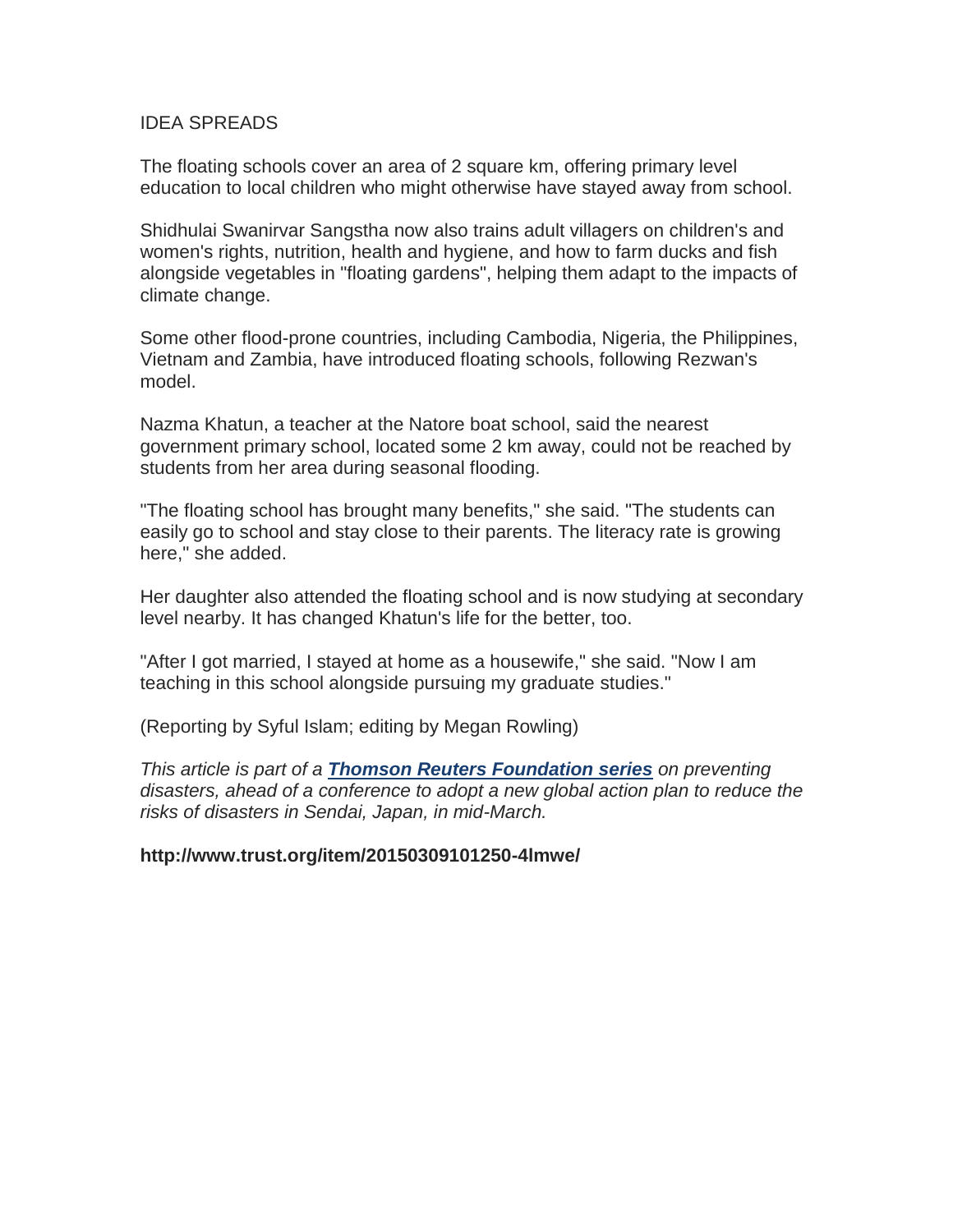IDEA SPREADS

The floating schools cover an area of 2 square km, offering primary level education to local children who might otherwise have stayed away from school.

Shidhulai Swanirvar Sangstha now also trains adult villagers on children's and women's rights, nutrition, health and hygiene, and how to farm ducks and fish alongside vegetables in "floating gardens", helping them adapt to the impacts of climate change.

Some other flood-prone countries, including Cambodia, Nigeria, the Philippines, Vietnam and Zambia, have introduced floating schools, following Rezwan's model.

Nazma Khatun, a teacher at the Natore boat school, said the nearest government primary school, located some 2 km away, could not be reached by students from her area during seasonal flooding.

"The floating school has brought many benefits," she said. "The students can easily go to school and stay close to their parents. The literacy rate is growing here," she added.

Her daughter also attended the floating school and is now studying at secondary level nearby. It has changed Khatun's life for the better, too.

"After I got married, I stayed at home as a housewife," she said. "Now I am teaching in this school alongside pursuing my graduate studies."

(Reporting by Syful Islam; editing by Megan Rowling)

*This article is part of a* ***Thomson Reuters Foundation series*** *on preventing disasters, ahead of a conference to adopt a new global action plan to reduce the risks of disasters in Sendai, Japan, in mid-March.*

**http://www.trust.org/item/20150309101250-4lmwe/**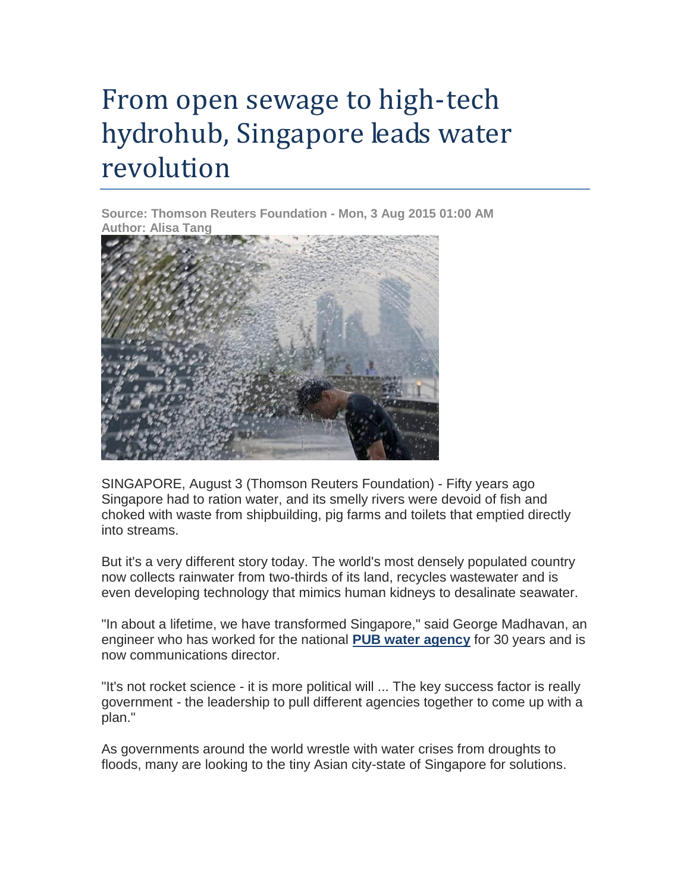# From open sewage to high-tech hydrohub, Singapore leads water revolution

**Source: Thomson Reuters Foundation - Mon, 3 Aug 2015 01:00 AM**
**Author: Alisa Tang**

SINGAPORE, August 3 (Thomson Reuters Foundation) - Fifty years ago Singapore had to ration water, and its smelly rivers were devoid of fish and choked with waste from shipbuilding, pig farms and toilets that emptied directly into streams.

But it's a very different story today. The world's most densely populated country now collects rainwater from two-thirds of its land, recycles wastewater and is even developing technology that mimics human kidneys to desalinate seawater.

"In about a lifetime, we have transformed Singapore," said George Madhavan, an engineer who has worked for the national **PUB water agency** for 30 years and is now communications director.

"It's not rocket science - it is more political will ... The key success factor is really government - the leadership to pull different agencies together to come up with a plan."

As governments around the world wrestle with water crises from droughts to floods, many are looking to the tiny Asian city-state of Singapore for solutions.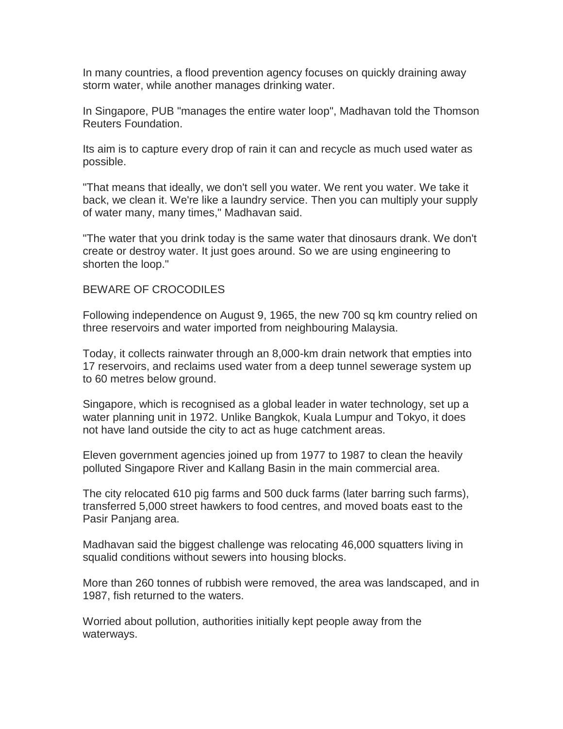In many countries, a flood prevention agency focuses on quickly draining away storm water, while another manages drinking water.

In Singapore, PUB "manages the entire water loop", Madhavan told the Thomson Reuters Foundation.

Its aim is to capture every drop of rain it can and recycle as much used water as possible.

"That means that ideally, we don't sell you water. We rent you water. We take it back, we clean it. We're like a laundry service. Then you can multiply your supply of water many, many times," Madhavan said.

"The water that you drink today is the same water that dinosaurs drank. We don't create or destroy water. It just goes around. So we are using engineering to shorten the loop."

## BEWARE OF CROCODILES

Following independence on August 9, 1965, the new 700 sq km country relied on three reservoirs and water imported from neighbouring Malaysia.

Today, it collects rainwater through an 8,000-km drain network that empties into 17 reservoirs, and reclaims used water from a deep tunnel sewerage system up to 60 metres below ground.

Singapore, which is recognised as a global leader in water technology, set up a water planning unit in 1972. Unlike Bangkok, Kuala Lumpur and Tokyo, it does not have land outside the city to act as huge catchment areas.

Eleven government agencies joined up from 1977 to 1987 to clean the heavily polluted Singapore River and Kallang Basin in the main commercial area.

The city relocated 610 pig farms and 500 duck farms (later barring such farms), transferred 5,000 street hawkers to food centres, and moved boats east to the Pasir Panjang area.

Madhavan said the biggest challenge was relocating 46,000 squatters living in squalid conditions without sewers into housing blocks.

More than 260 tonnes of rubbish were removed, the area was landscaped, and in 1987, fish returned to the waters.

Worried about pollution, authorities initially kept people away from the waterways.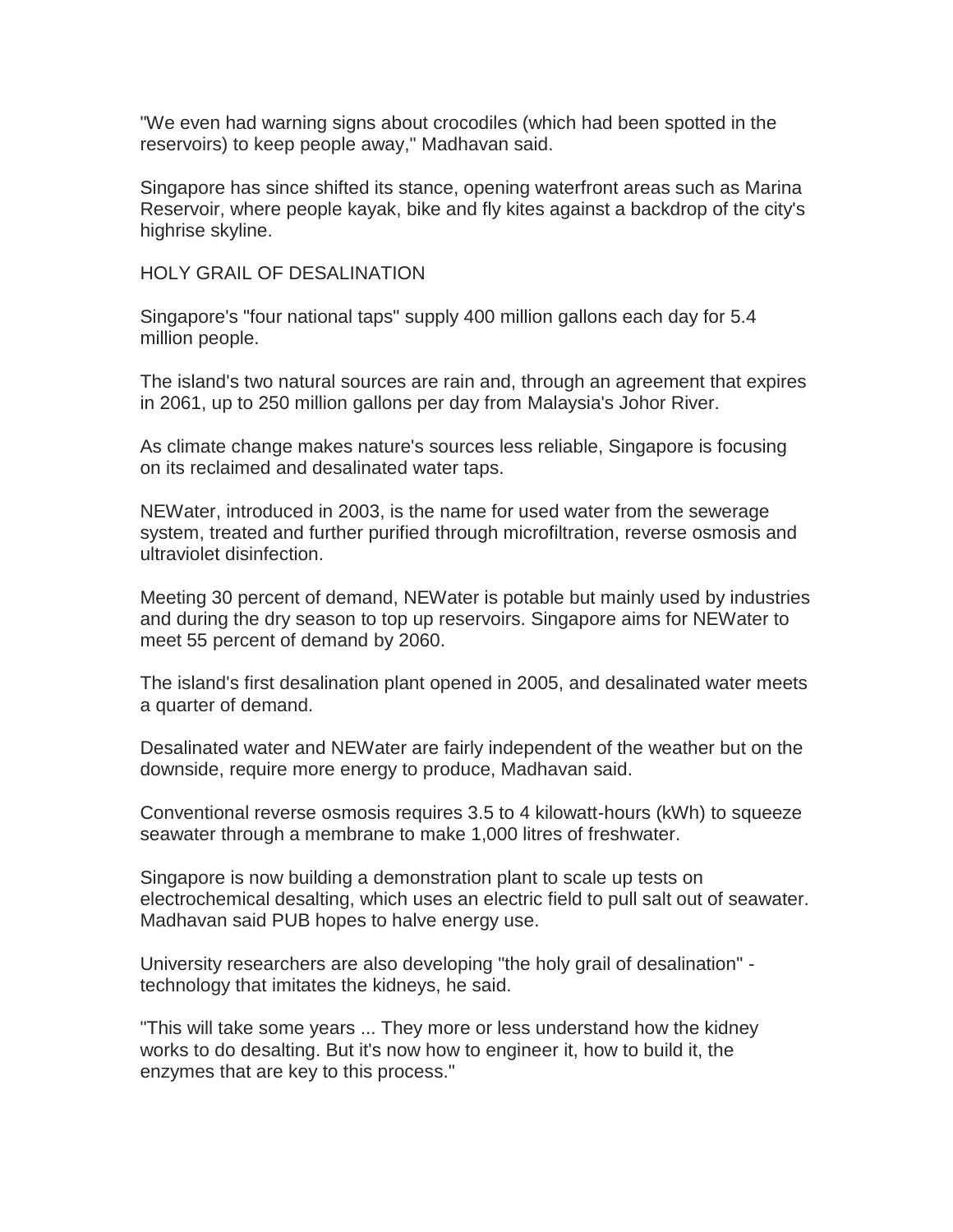"We even had warning signs about crocodiles (which had been spotted in the reservoirs) to keep people away," Madhavan said.

Singapore has since shifted its stance, opening waterfront areas such as Marina Reservoir, where people kayak, bike and fly kites against a backdrop of the city's highrise skyline.

## HOLY GRAIL OF DESALINATION

Singapore's "four national taps" supply 400 million gallons each day for 5.4 million people.

The island's two natural sources are rain and, through an agreement that expires in 2061, up to 250 million gallons per day from Malaysia's Johor River.

As climate change makes nature's sources less reliable, Singapore is focusing on its reclaimed and desalinated water taps.

NEWater, introduced in 2003, is the name for used water from the sewerage system, treated and further purified through microfiltration, reverse osmosis and ultraviolet disinfection.

Meeting 30 percent of demand, NEWater is potable but mainly used by industries and during the dry season to top up reservoirs. Singapore aims for NEWater to meet 55 percent of demand by 2060.

The island's first desalination plant opened in 2005, and desalinated water meets a quarter of demand.

Desalinated water and NEWater are fairly independent of the weather but on the downside, require more energy to produce, Madhavan said.

Conventional reverse osmosis requires 3.5 to 4 kilowatt-hours (kWh) to squeeze seawater through a membrane to make 1,000 litres of freshwater.

Singapore is now building a demonstration plant to scale up tests on electrochemical desalting, which uses an electric field to pull salt out of seawater. Madhavan said PUB hopes to halve energy use.

University researchers are also developing "the holy grail of desalination" - technology that imitates the kidneys, he said.

"This will take some years ... They more or less understand how the kidney works to do desalting. But it's now how to engineer it, how to build it, the enzymes that are key to this process."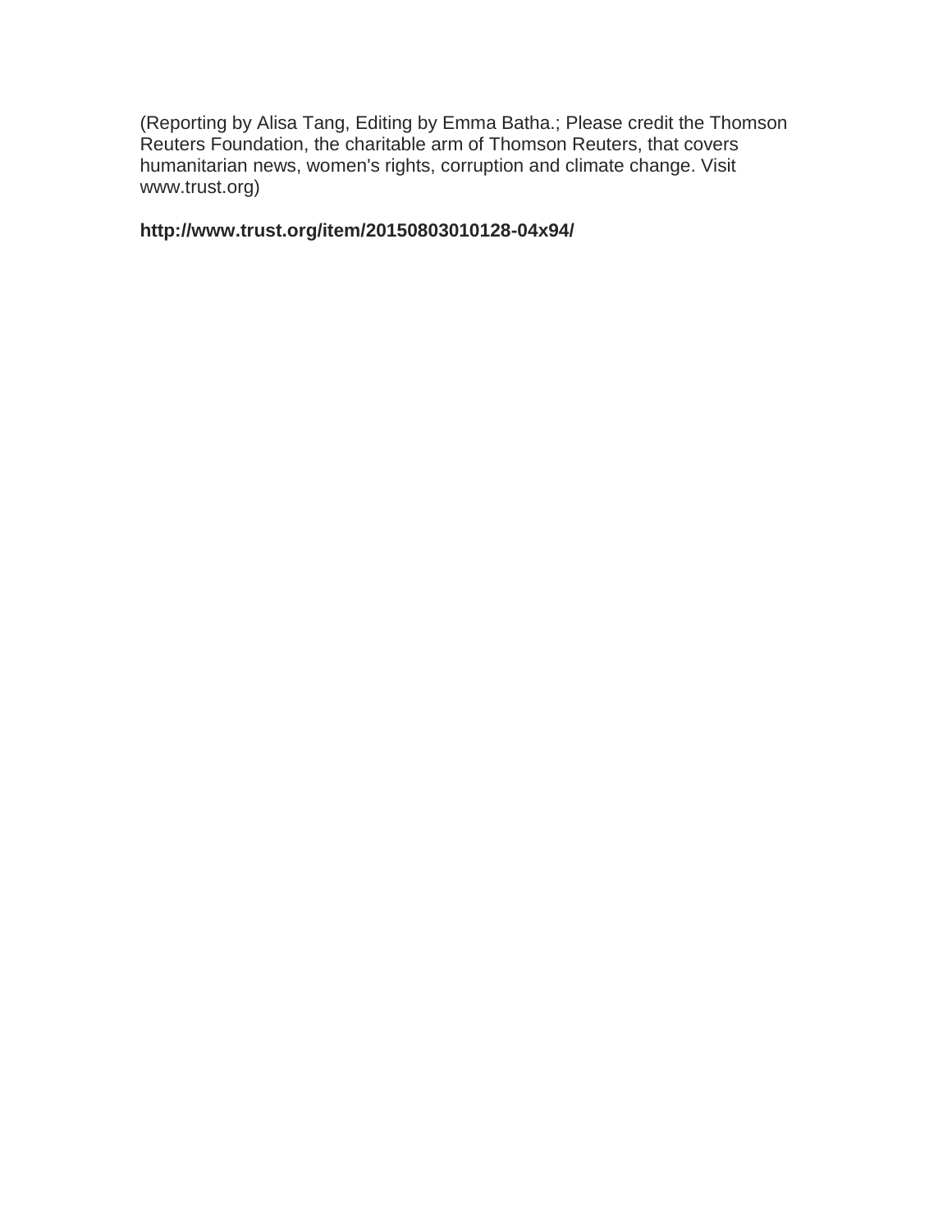(Reporting by Alisa Tang, Editing by Emma Batha.; Please credit the Thomson Reuters Foundation, the charitable arm of Thomson Reuters, that covers humanitarian news, women's rights, corruption and climate change. Visit www.trust.org)

**http://www.trust.org/item/20150803010128-04x94/**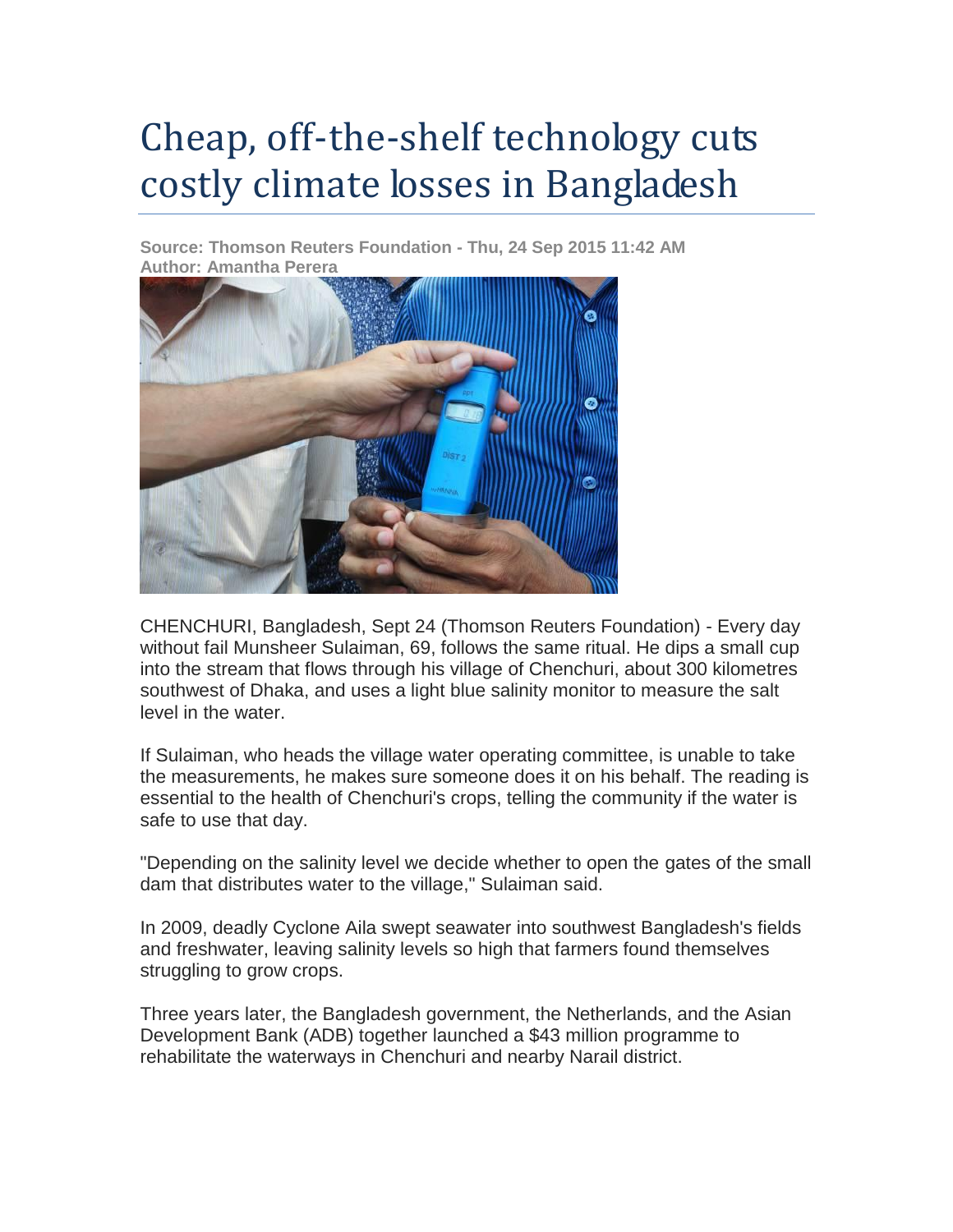# Cheap, off-the-shelf technology cuts costly climate losses in Bangladesh

**Source: Thomson Reuters Foundation - Thu, 24 Sep 2015 11:42 AM**
**Author: Amantha Perera**

CHENCHURI, Bangladesh, Sept 24 (Thomson Reuters Foundation) - Every day without fail Munsheer Sulaiman, 69, follows the same ritual. He dips a small cup into the stream that flows through his village of Chenchuri, about 300 kilometres southwest of Dhaka, and uses a light blue salinity monitor to measure the salt level in the water.

If Sulaiman, who heads the village water operating committee, is unable to take the measurements, he makes sure someone does it on his behalf. The reading is essential to the health of Chenchuri's crops, telling the community if the water is safe to use that day.

"Depending on the salinity level we decide whether to open the gates of the small dam that distributes water to the village," Sulaiman said.

In 2009, deadly Cyclone Aila swept seawater into southwest Bangladesh's fields and freshwater, leaving salinity levels so high that farmers found themselves struggling to grow crops.

Three years later, the Bangladesh government, the Netherlands, and the Asian Development Bank (ADB) together launched a $43 million programme to rehabilitate the waterways in Chenchuri and nearby Narail district.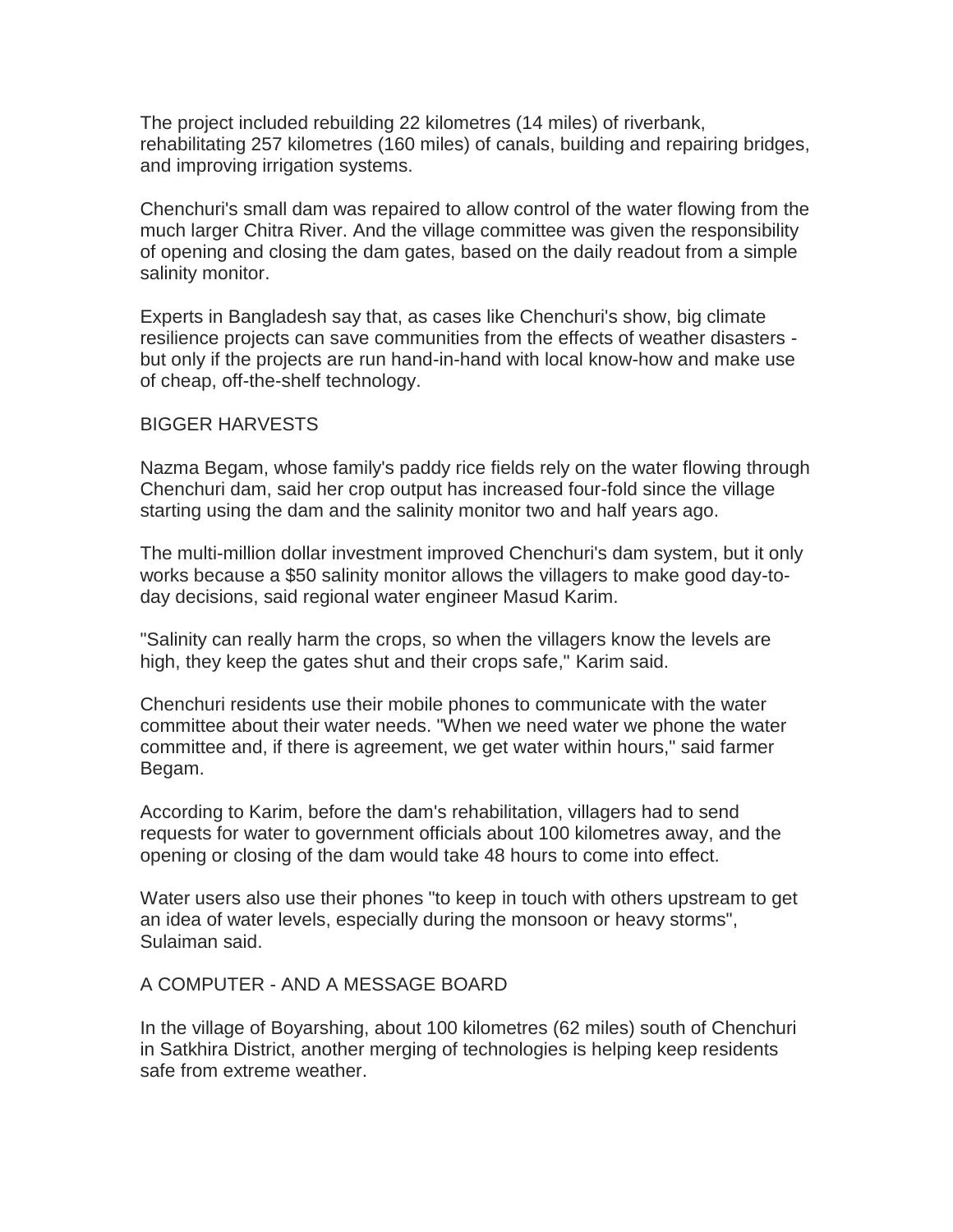The project included rebuilding 22 kilometres (14 miles) of riverbank, rehabilitating 257 kilometres (160 miles) of canals, building and repairing bridges, and improving irrigation systems.

Chenchuri's small dam was repaired to allow control of the water flowing from the much larger Chitra River. And the village committee was given the responsibility of opening and closing the dam gates, based on the daily readout from a simple salinity monitor.

Experts in Bangladesh say that, as cases like Chenchuri's show, big climate resilience projects can save communities from the effects of weather disasters - but only if the projects are run hand-in-hand with local know-how and make use of cheap, off-the-shelf technology.

## BIGGER HARVESTS

Nazma Begam, whose family's paddy rice fields rely on the water flowing through Chenchuri dam, said her crop output has increased four-fold since the village starting using the dam and the salinity monitor two and half years ago.

The multi-million dollar investment improved Chenchuri's dam system, but it only works because a $50 salinity monitor allows the villagers to make good day-to-day decisions, said regional water engineer Masud Karim.

"Salinity can really harm the crops, so when the villagers know the levels are high, they keep the gates shut and their crops safe," Karim said.

Chenchuri residents use their mobile phones to communicate with the water committee about their water needs. "When we need water we phone the water committee and, if there is agreement, we get water within hours," said farmer Begam.

According to Karim, before the dam's rehabilitation, villagers had to send requests for water to government officials about 100 kilometres away, and the opening or closing of the dam would take 48 hours to come into effect.

Water users also use their phones "to keep in touch with others upstream to get an idea of water levels, especially during the monsoon or heavy storms", Sulaiman said.

## A COMPUTER - AND A MESSAGE BOARD

In the village of Boyarshing, about 100 kilometres (62 miles) south of Chenchuri in Satkhira District, another merging of technologies is helping keep residents safe from extreme weather.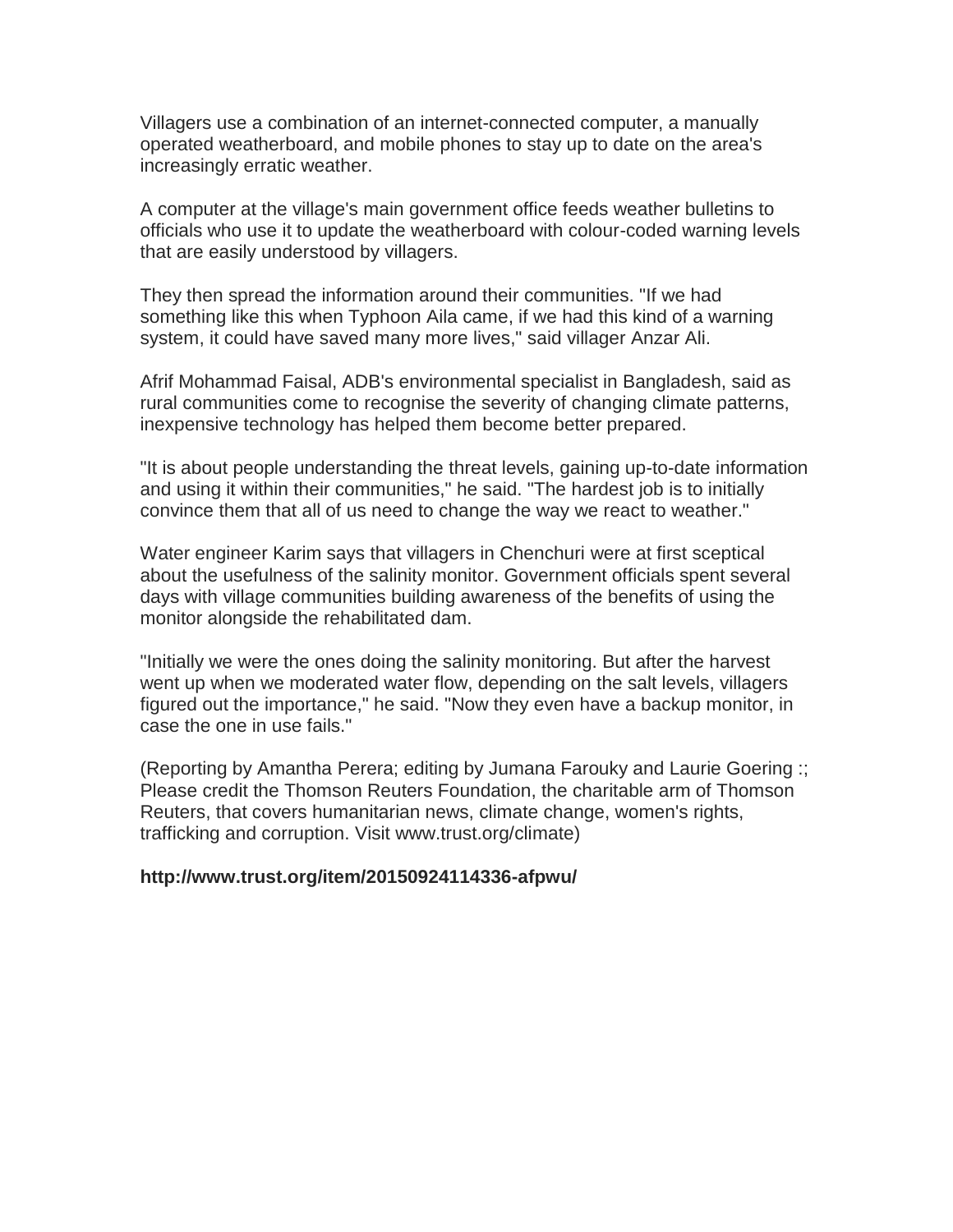Villagers use a combination of an internet-connected computer, a manually operated weatherboard, and mobile phones to stay up to date on the area's increasingly erratic weather.

A computer at the village's main government office feeds weather bulletins to officials who use it to update the weatherboard with colour-coded warning levels that are easily understood by villagers.

They then spread the information around their communities. "If we had something like this when Typhoon Aila came, if we had this kind of a warning system, it could have saved many more lives," said villager Anzar Ali.

Afrif Mohammad Faisal, ADB's environmental specialist in Bangladesh, said as rural communities come to recognise the severity of changing climate patterns, inexpensive technology has helped them become better prepared.

"It is about people understanding the threat levels, gaining up-to-date information and using it within their communities," he said. "The hardest job is to initially convince them that all of us need to change the way we react to weather."

Water engineer Karim says that villagers in Chenchuri were at first sceptical about the usefulness of the salinity monitor. Government officials spent several days with village communities building awareness of the benefits of using the monitor alongside the rehabilitated dam.

"Initially we were the ones doing the salinity monitoring. But after the harvest went up when we moderated water flow, depending on the salt levels, villagers figured out the importance," he said. "Now they even have a backup monitor, in case the one in use fails."

(Reporting by Amantha Perera; editing by Jumana Farouky and Laurie Goering :; Please credit the Thomson Reuters Foundation, the charitable arm of Thomson Reuters, that covers humanitarian news, climate change, women's rights, trafficking and corruption. Visit www.trust.org/climate)

**http://www.trust.org/item/20150924114336-afpwu/**